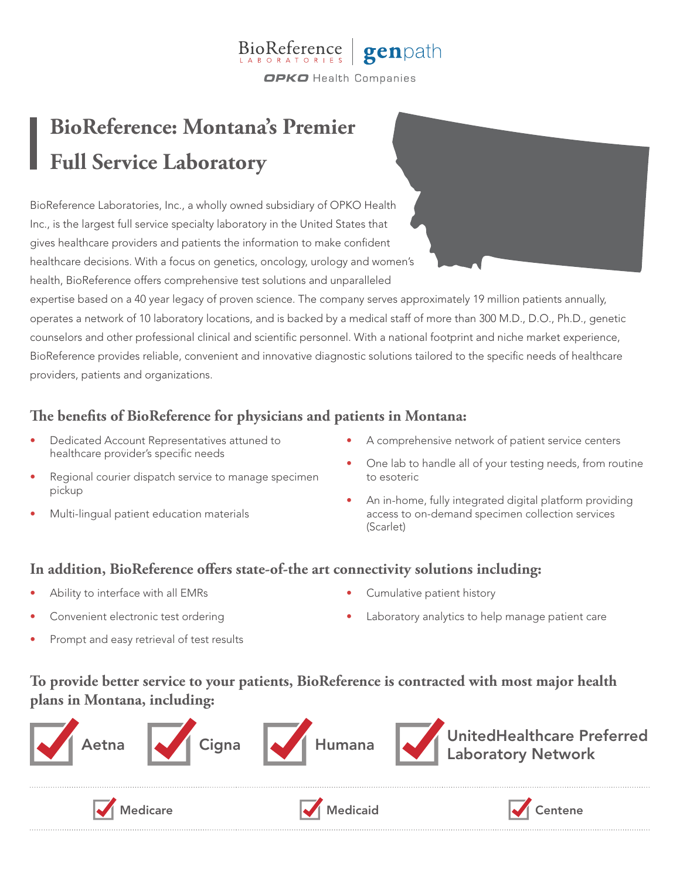BioReference LABORATORIES | genpath
OPKO Health Companies

# BioReference: Montana's Premier Full Service Laboratory

BioReference Laboratories, Inc., a wholly owned subsidiary of OPKO Health Inc., is the largest full service specialty laboratory in the United States that gives healthcare providers and patients the information to make confident healthcare decisions. With a focus on genetics, oncology, urology and women's health, BioReference offers comprehensive test solutions and unparalleled expertise based on a 40 year legacy of proven science. The company serves approximately 19 million patients annually, operates a network of 10 laboratory locations, and is backed by a medical staff of more than 300 M.D., D.O., Ph.D., genetic counselors and other professional clinical and scientific personnel. With a national footprint and niche market experience, BioReference provides reliable, convenient and innovative diagnostic solutions tailored to the specific needs of healthcare providers, patients and organizations.

## The benefits of BioReference for physicians and patients in Montana:

- Dedicated Account Representatives attuned to healthcare provider's specific needs
- Regional courier dispatch service to manage specimen pickup
- Multi-lingual patient education materials
- A comprehensive network of patient service centers
- One lab to handle all of your testing needs, from routine to esoteric
- An in-home, fully integrated digital platform providing access to on-demand specimen collection services (Scarlet)

## In addition, BioReference offers state-of-the art connectivity solutions including:

- Ability to interface with all EMRs
- Convenient electronic test ordering
- Prompt and easy retrieval of test results
- Cumulative patient history
- Laboratory analytics to help manage patient care

## To provide better service to your patients, BioReference is contracted with most major health plans in Montana, including:

- ✓ Aetna
- ✓ Cigna
- ✓ Humana
- ✓ UnitedHealthcare Preferred Laboratory Network
- ✓ Medicare
- ✓ Medicaid
- ✓ Centene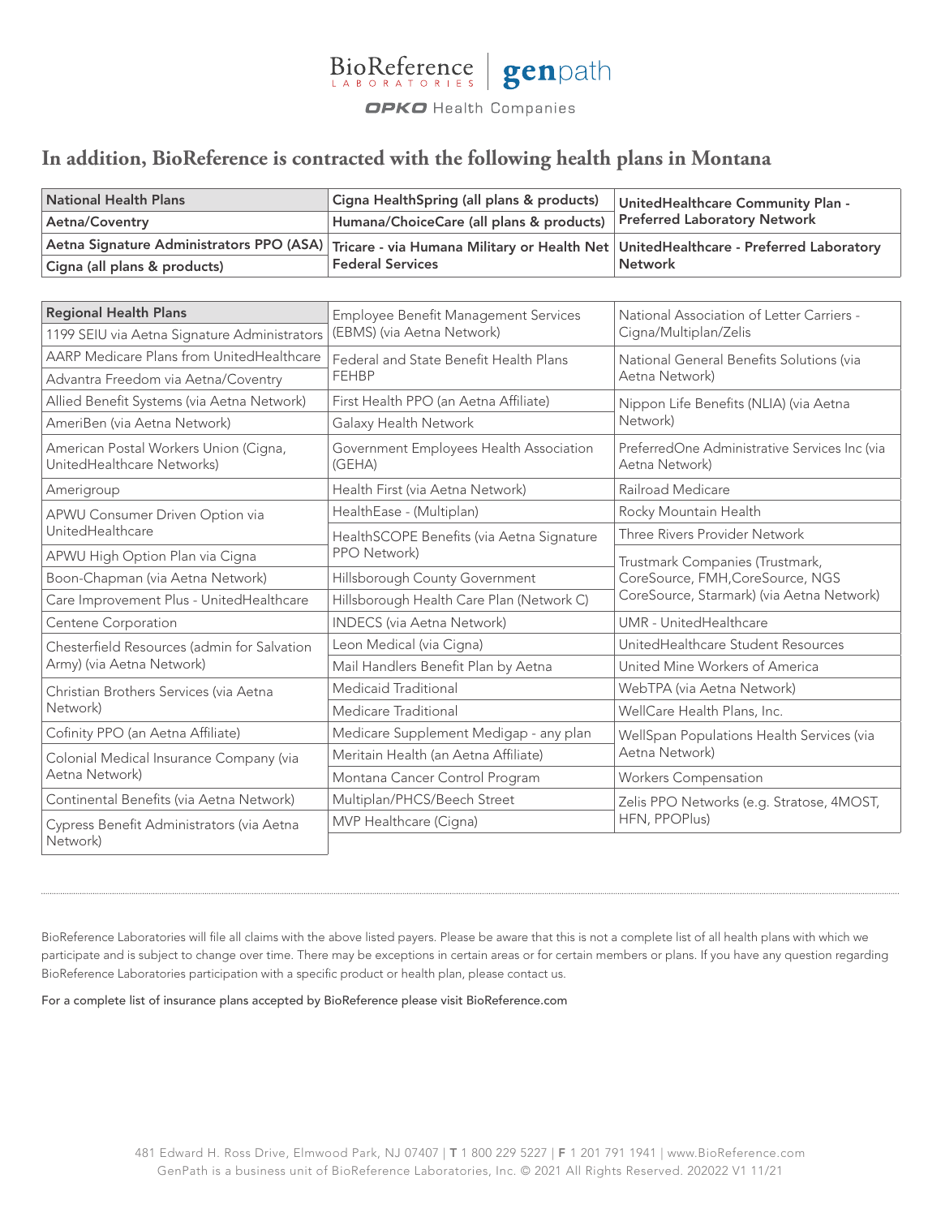## In addition, BioReference is contracted with the following health plans in Montana

| National Health Plans | | |
|---|---|---|
| Aetna/Coventry | Cigna HealthSpring (all plans & products) | UnitedHealthcare Community Plan - Preferred Laboratory Network |
| Aetna Signature Administrators PPO (ASA) | Humana/ChoiceCare (all plans & products) | UnitedHealthcare - Preferred Laboratory Network |
| Cigna (all plans & products) | Tricare - via Humana Military or Health Net Federal Services | |

| Regional Health Plans | | |
|---|---|---|
| 1199 SEIU via Aetna Signature Administrators | Employee Benefit Management Services (EBMS) (via Aetna Network) | National Association of Letter Carriers - Cigna/Multiplan/Zelis |
| AARP Medicare Plans from UnitedHealthcare | Federal and State Benefit Health Plans FEHBP | National General Benefits Solutions (via Aetna Network) |
| Advantra Freedom via Aetna/Coventry | First Health PPO (an Aetna Affiliate) | Nippon Life Benefits (NLIA) (via Aetna Network) |
| Allied Benefit Systems (via Aetna Network) | Galaxy Health Network | PreferredOne Administrative Services Inc (via Aetna Network) |
| AmeriBen (via Aetna Network) | Government Employees Health Association (GEHA) | Railroad Medicare |
| American Postal Workers Union (Cigna, UnitedHealthcare Networks) | Health First (via Aetna Network) | Rocky Mountain Health |
| Amerigroup | HealthEase - (Multiplan) | Three Rivers Provider Network |
| APWU Consumer Driven Option via UnitedHealthcare | HealthSCOPE Benefits (via Aetna Signature PPO Network) | Trustmark Companies (Trustmark, CoreSource, FMH,CoreSource, NGS CoreSource, Starmark) (via Aetna Network) |
| APWU High Option Plan via Cigna | Hillsborough County Government | UMR - UnitedHealthcare |
| Boon-Chapman (via Aetna Network) | Hillsborough Health Care Plan (Network C) | UnitedHealthcare Student Resources |
| Care Improvement Plus - UnitedHealthcare | INDECS (via Aetna Network) | United Mine Workers of America |
| Centene Corporation | Leon Medical (via Cigna) | WebTPA (via Aetna Network) |
| Chesterfield Resources (admin for Salvation Army) (via Aetna Network) | Mail Handlers Benefit Plan by Aetna | WellCare Health Plans, Inc. |
| Christian Brothers Services (via Aetna Network) | Medicaid Traditional | WellSpan Populations Health Services (via Aetna Network) |
| Cofinity PPO (an Aetna Affiliate) | Medicare Traditional | Workers Compensation |
| Colonial Medical Insurance Company (via Aetna Network) | Medicare Supplement Medigap - any plan | Zelis PPO Networks (e.g. Stratose, 4MOST, HFN, PPOPlus) |
| Continental Benefits (via Aetna Network) | Meritain Health (an Aetna Affiliate) | |
| Cypress Benefit Administrators (via Aetna Network) | Montana Cancer Control Program | |
| | Multiplan/PHCS/Beech Street | |
| | MVP Healthcare (Cigna) | |

BioReference Laboratories will file all claims with the above listed payers. Please be aware that this is not a complete list of all health plans with which we participate and is subject to change over time. There may be exceptions in certain areas or for certain members or plans. If you have any question regarding BioReference Laboratories participation with a specific product or health plan, please contact us.

For a complete list of insurance plans accepted by BioReference please visit BioReference.com

481 Edward H. Ross Drive, Elmwood Park, NJ 07407 | T 1 800 229 5227 | F 1 201 791 1941 | www.BioReference.com
GenPath is a business unit of BioReference Laboratories, Inc. © 2021 All Rights Reserved. 202022 V1 11/21